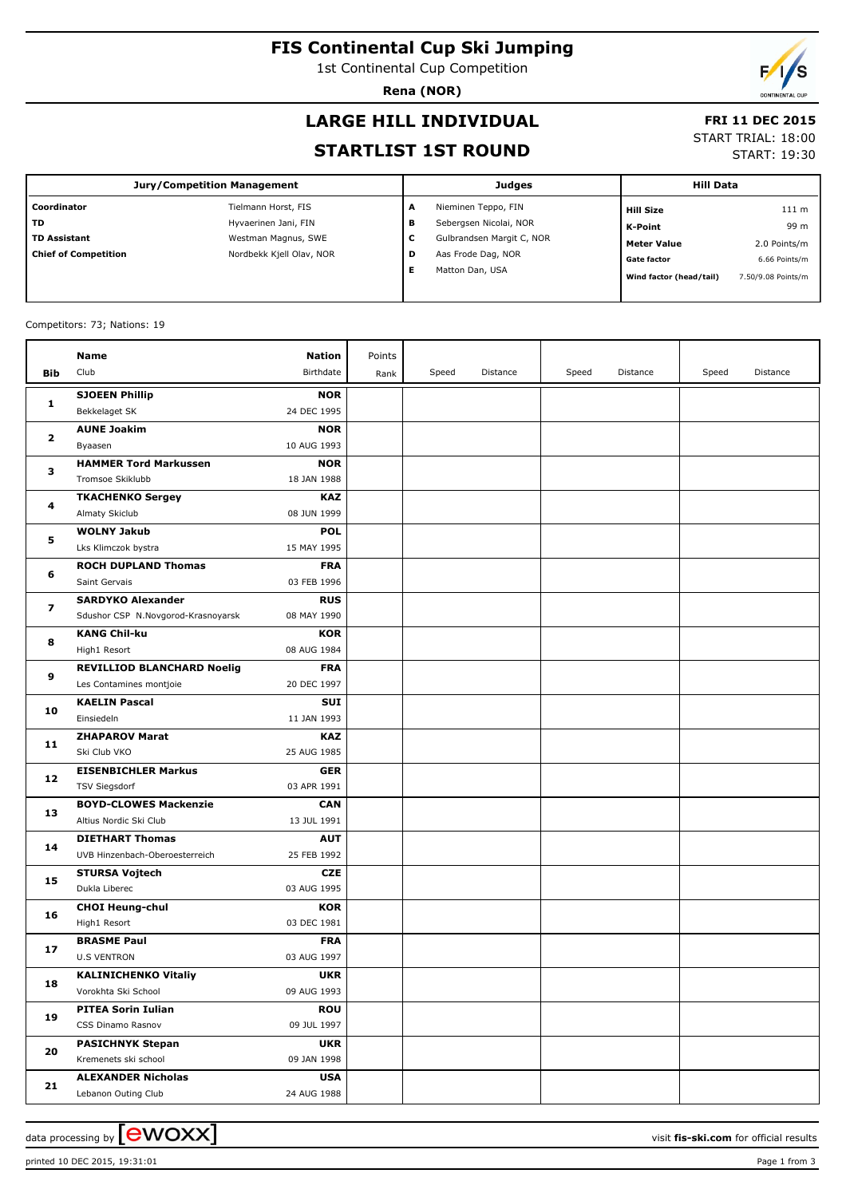# FIS Continental Cup Ski Jumping

1st Continental Cup Competition

**Rena (NOR)**

## LARGE HILL INDIVIDUAL

## STARTLIST 1ST ROUND

**FRI 11 DEC 2015**

START TRIAL: 18:00

START: 19:30

| Jury/Competition Management | | Judges | | Hill Data | |
|---|---|---|---|---|---|
| **Coordinator** | Tielmann Horst, FIS | **A** | Nieminen Teppo, FIN | **Hill Size** | 111 m |
| **TD** | Hyvaerinen Jani, FIN | **B** | Sebergsen Nicolai, NOR | **K-Point** | 99 m |
| **TD Assistant** | Westman Magnus, SWE | **C** | Gulbrandsen Margit C, NOR | **Meter Value** | 2.0 Points/m |
| **Chief of Competition** | Nordbekk Kjell Olav, NOR | **D** | Aas Frode Dag, NOR | **Gate factor** | 6.66 Points/m |
| | | **E** | Matton Dan, USA | **Wind factor (head/tail)** | 7.50/9.08 Points/m |

Competitors: 73; Nations: 19

| Bib | Name / Club | Nation / Birthdate | Points / Rank | Speed | Distance | Speed | Distance | Speed | Distance |
|---|---|---|---|---|---|---|---|---|---|
| **1** | **SJOEEN Phillip**<br>Bekkelaget SK | **NOR**<br>24 DEC 1995 | | | | | | | |
| **2** | **AUNE Joakim**<br>Byaasen | **NOR**<br>10 AUG 1993 | | | | | | | |
| **3** | **HAMMER Tord Markussen**<br>Tromsoe Skiklubb | **NOR**<br>18 JAN 1988 | | | | | | | |
| **4** | **TKACHENKO Sergey**<br>Almaty Skiclub | **KAZ**<br>08 JUN 1999 | | | | | | | |
| **5** | **WOLNY Jakub**<br>Lks Klimczok bystra | **POL**<br>15 MAY 1995 | | | | | | | |
| **6** | **ROCH DUPLAND Thomas**<br>Saint Gervais | **FRA**<br>03 FEB 1996 | | | | | | | |
| **7** | **SARDYKO Alexander**<br>Sdushor CSP N.Novgorod-Krasnoyarsk | **RUS**<br>08 MAY 1990 | | | | | | | |
| **8** | **KANG Chil-ku**<br>High1 Resort | **KOR**<br>08 AUG 1984 | | | | | | | |
| **9** | **REVILLIOD BLANCHARD Noelig**<br>Les Contamines montjoie | **FRA**<br>20 DEC 1997 | | | | | | | |
| **10** | **KAELIN Pascal**<br>Einsiedeln | **SUI**<br>11 JAN 1993 | | | | | | | |
| **11** | **ZHAPAROV Marat**<br>Ski Club VKO | **KAZ**<br>25 AUG 1985 | | | | | | | |
| **12** | **EISENBICHLER Markus**<br>TSV Siegsdorf | **GER**<br>03 APR 1991 | | | | | | | |
| **13** | **BOYD-CLOWES Mackenzie**<br>Altius Nordic Ski Club | **CAN**<br>13 JUL 1991 | | | | | | | |
| **14** | **DIETHART Thomas**<br>UVB Hinzenbach-Oberoesterreich | **AUT**<br>25 FEB 1992 | | | | | | | |
| **15** | **STURSA Vojtech**<br>Dukla Liberec | **CZE**<br>03 AUG 1995 | | | | | | | |
| **16** | **CHOI Heung-chul**<br>High1 Resort | **KOR**<br>03 DEC 1981 | | | | | | | |
| **17** | **BRASME Paul**<br>U.S VENTRON | **FRA**<br>03 AUG 1997 | | | | | | | |
| **18** | **KALINICHENKO Vitaliy**<br>Vorokhta Ski School | **UKR**<br>09 AUG 1993 | | | | | | | |
| **19** | **PITEA Sorin Iulian**<br>CSS Dinamo Rasnov | **ROU**<br>09 JUL 1997 | | | | | | | |
| **20** | **PASICHNYK Stepan**<br>Kremenets ski school | **UKR**<br>09 JAN 1998 | | | | | | | |
| **21** | **ALEXANDER Nicholas**<br>Lebanon Outing Club | **USA**<br>24 AUG 1988 | | | | | | | |

data processing by ewoxx — visit **fis-ski.com** for official results

printed 10 DEC 2015, 19:31:01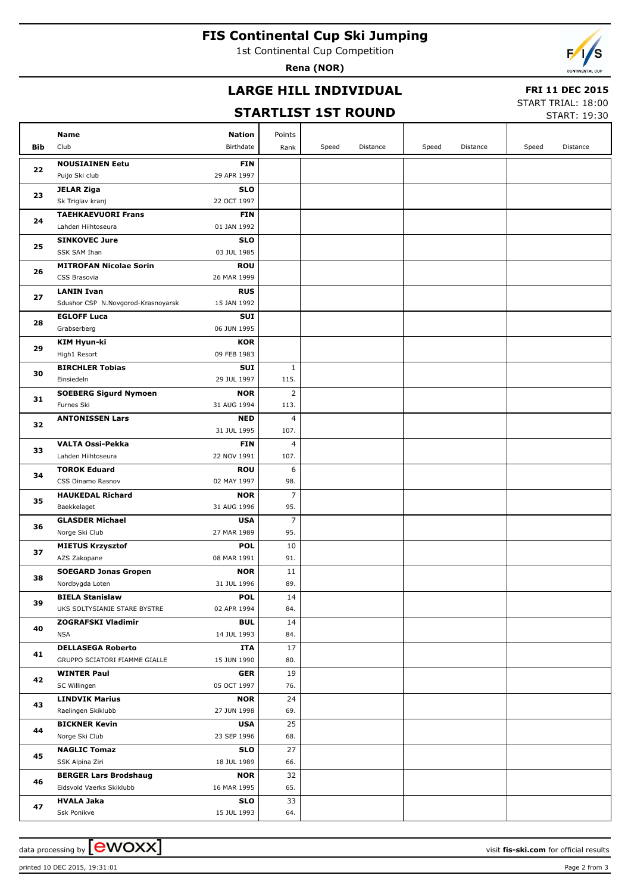# FIS Continental Cup Ski Jumping

1st Continental Cup Competition

**Rena (NOR)**

## LARGE HILL INDIVIDUAL

## STARTLIST 1ST ROUND

**FRI 11 DEC 2015**

START TRIAL: 18:00

START: 19:30

| Bib | Name / Club | Nation / Birthdate | Points / Rank | Speed | Distance | Speed | Distance | Speed | Distance |
|---|---|---|---|---|---|---|---|---|---|
| 22 | **NOUSIAINEN Eetu**<br>Puijo Ski club | **FIN**<br>29 APR 1997 | | | | | | | |
| 23 | **JELAR Ziga**<br>Sk Triglav kranj | **SLO**<br>22 OCT 1997 | | | | | | | |
| 24 | **TAEHKAEVUORI Frans**<br>Lahden Hiihtoseura | **FIN**<br>01 JAN 1992 | | | | | | | |
| 25 | **SINKOVEC Jure**<br>SSK SAM Ihan | **SLO**<br>03 JUL 1985 | | | | | | | |
| 26 | **MITROFAN Nicolae Sorin**<br>CSS Brasovia | **ROU**<br>26 MAR 1999 | | | | | | | |
| 27 | **LANIN Ivan**<br>Sdushor CSP N.Novgorod-Krasnoyarsk | **RUS**<br>15 JAN 1992 | | | | | | | |
| 28 | **EGLOFF Luca**<br>Grabserberg | **SUI**<br>06 JUN 1995 | | | | | | | |
| 29 | **KIM Hyun-ki**<br>High1 Resort | **KOR**<br>09 FEB 1983 | | | | | | | |
| 30 | **BIRCHLER Tobias**<br>Einsiedeln | **SUI**<br>29 JUL 1997 | 1<br>115. | | | | | | |
| 31 | **SOEBERG Sigurd Nymoen**<br>Furnes Ski | **NOR**<br>31 AUG 1994 | 2<br>113. | | | | | | |
| 32 | **ANTONISSEN Lars** | **NED**<br>31 JUL 1995 | 4<br>107. | | | | | | |
| 33 | **VALTA Ossi-Pekka**<br>Lahden Hiihtoseura | **FIN**<br>22 NOV 1991 | 4<br>107. | | | | | | |
| 34 | **TOROK Eduard**<br>CSS Dinamo Rasnov | **ROU**<br>02 MAY 1997 | 6<br>98. | | | | | | |
| 35 | **HAUKEDAL Richard**<br>Baekkelaget | **NOR**<br>31 AUG 1996 | 7<br>95. | | | | | | |
| 36 | **GLASDER Michael**<br>Norge Ski Club | **USA**<br>27 MAR 1989 | 7<br>95. | | | | | | |
| 37 | **MIETUS Krzysztof**<br>AZS Zakopane | **POL**<br>08 MAR 1991 | 10<br>91. | | | | | | |
| 38 | **SOEGARD Jonas Gropen**<br>Nordbygda Loten | **NOR**<br>31 JUL 1996 | 11<br>89. | | | | | | |
| 39 | **BIELA Stanislaw**<br>UKS SOLTYSIANIE STARE BYSTRE | **POL**<br>02 APR 1994 | 14<br>84. | | | | | | |
| 40 | **ZOGRAFSKI Vladimir**<br>NSA | **BUL**<br>14 JUL 1993 | 14<br>84. | | | | | | |
| 41 | **DELLASEGA Roberto**<br>GRUPPO SCIATORI FIAMME GIALLE | **ITA**<br>15 JUN 1990 | 17<br>80. | | | | | | |
| 42 | **WINTER Paul**<br>SC Willingen | **GER**<br>05 OCT 1997 | 19<br>76. | | | | | | |
| 43 | **LINDVIK Marius**<br>Raelingen Skiklubb | **NOR**<br>27 JUN 1998 | 24<br>69. | | | | | | |
| 44 | **BICKNER Kevin**<br>Norge Ski Club | **USA**<br>23 SEP 1996 | 25<br>68. | | | | | | |
| 45 | **NAGLIC Tomaz**<br>SSK Alpina Ziri | **SLO**<br>18 JUL 1989 | 27<br>66. | | | | | | |
| 46 | **BERGER Lars Brodshaug**<br>Eidsvold Vaerks Skiklubb | **NOR**<br>16 MAR 1995 | 32<br>65. | | | | | | |
| 47 | **HVALA Jaka**<br>Ssk Ponikve | **SLO**<br>15 JUL 1993 | 33<br>64. | | | | | | |

data processing by ewoxx — visit **fis-ski.com** for official results

printed 10 DEC 2015, 19:31:01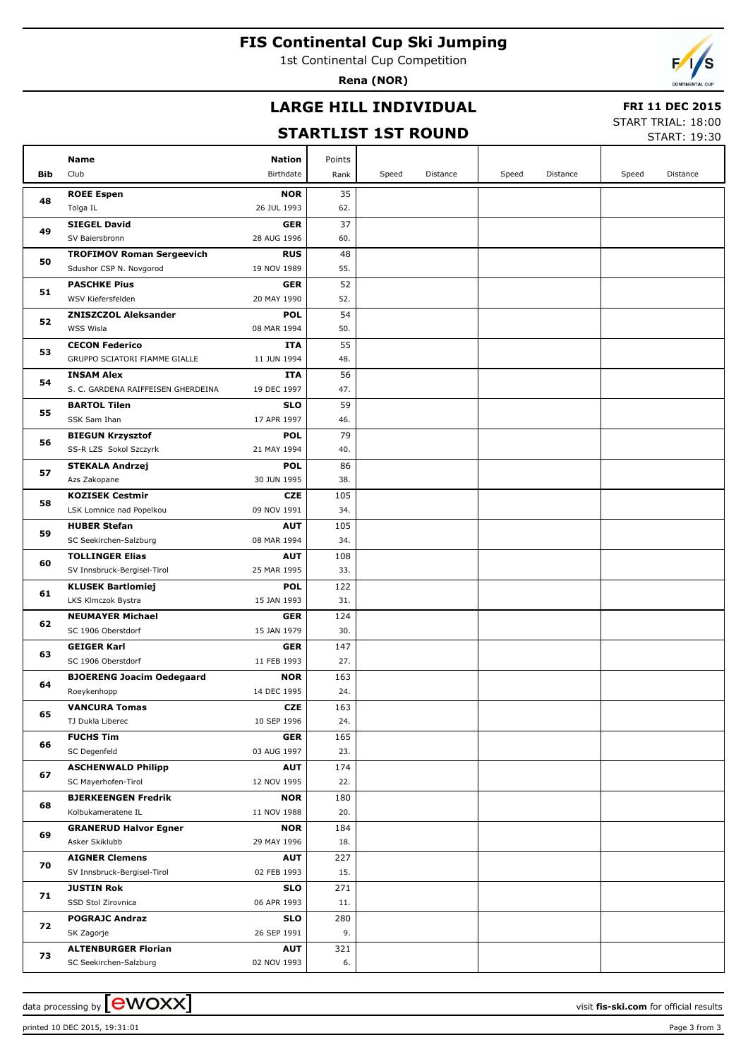# FIS Continental Cup Ski Jumping

1st Continental Cup Competition

**Rena (NOR)**

## LARGE HILL INDIVIDUAL

**FRI 11 DEC 2015**

## STARTLIST 1ST ROUND

START TRIAL: 18:00

START: 19:30

| Bib | Name / Club | Nation / Birthdate | Points / Rank | Speed | Distance | Speed | Distance | Speed | Distance |
|---|---|---|---|---|---|---|---|---|---|
| 48 | **ROEE Espen** Tolga IL | **NOR** 26 JUL 1993 | 35 62. | | | | | | |
| 49 | **SIEGEL David** SV Baiersbronn | **GER** 28 AUG 1996 | 37 60. | | | | | | |
| 50 | **TROFIMOV Roman Sergeevich** Sdushor CSP N. Novgorod | **RUS** 19 NOV 1989 | 48 55. | | | | | | |
| 51 | **PASCHKE Pius** WSV Kiefersfelden | **GER** 20 MAY 1990 | 52 52. | | | | | | |
| 52 | **ZNISZCZOL Aleksander** WSS Wisla | **POL** 08 MAR 1994 | 54 50. | | | | | | |
| 53 | **CECON Federico** GRUPPO SCIATORI FIAMME GIALLE | **ITA** 11 JUN 1994 | 55 48. | | | | | | |
| 54 | **INSAM Alex** S. C. GARDENA RAIFFEISEN GHERDEINA | **ITA** 19 DEC 1997 | 56 47. | | | | | | |
| 55 | **BARTOL Tilen** SSK Sam Ihan | **SLO** 17 APR 1997 | 59 46. | | | | | | |
| 56 | **BIEGUN Krzysztof** SS-R LZS Sokol Szczyrk | **POL** 21 MAY 1994 | 79 40. | | | | | | |
| 57 | **STEKALA Andrzej** Azs Zakopane | **POL** 30 JUN 1995 | 86 38. | | | | | | |
| 58 | **KOZISEK Cestmir** LSK Lomnice nad Popelkou | **CZE** 09 NOV 1991 | 105 34. | | | | | | |
| 59 | **HUBER Stefan** SC Seekirchen-Salzburg | **AUT** 08 MAR 1994 | 105 34. | | | | | | |
| 60 | **TOLLINGER Elias** SV Innsbruck-Bergisel-Tirol | **AUT** 25 MAR 1995 | 108 33. | | | | | | |
| 61 | **KLUSEK Bartlomiej** LKS Klmczok Bystra | **POL** 15 JAN 1993 | 122 31. | | | | | | |
| 62 | **NEUMAYER Michael** SC 1906 Oberstdorf | **GER** 15 JAN 1979 | 124 30. | | | | | | |
| 63 | **GEIGER Karl** SC 1906 Oberstdorf | **GER** 11 FEB 1993 | 147 27. | | | | | | |
| 64 | **BJOERENG Joacim Oedegaard** Roeykenhopp | **NOR** 14 DEC 1995 | 163 24. | | | | | | |
| 65 | **VANCURA Tomas** TJ Dukla Liberec | **CZE** 10 SEP 1996 | 163 24. | | | | | | |
| 66 | **FUCHS Tim** SC Degenfeld | **GER** 03 AUG 1997 | 165 23. | | | | | | |
| 67 | **ASCHENWALD Philipp** SC Mayerhofen-Tirol | **AUT** 12 NOV 1995 | 174 22. | | | | | | |
| 68 | **BJERKEENGEN Fredrik** Kolbukameratene IL | **NOR** 11 NOV 1988 | 180 20. | | | | | | |
| 69 | **GRANERUD Halvor Egner** Asker Skiklubb | **NOR** 29 MAY 1996 | 184 18. | | | | | | |
| 70 | **AIGNER Clemens** SV Innsbruck-Bergisel-Tirol | **AUT** 02 FEB 1993 | 227 15. | | | | | | |
| 71 | **JUSTIN Rok** SSD Stol Zirovnica | **SLO** 06 APR 1993 | 271 11. | | | | | | |
| 72 | **POGRAJC Andraz** SK Zagorje | **SLO** 26 SEP 1991 | 280 9. | | | | | | |
| 73 | **ALTENBURGER Florian** SC Seekirchen-Salzburg | **AUT** 02 NOV 1993 | 321 6. | | | | | | |

data processing by ewoxx — visit **fis-ski.com** for official results

printed 10 DEC 2015, 19:31:01